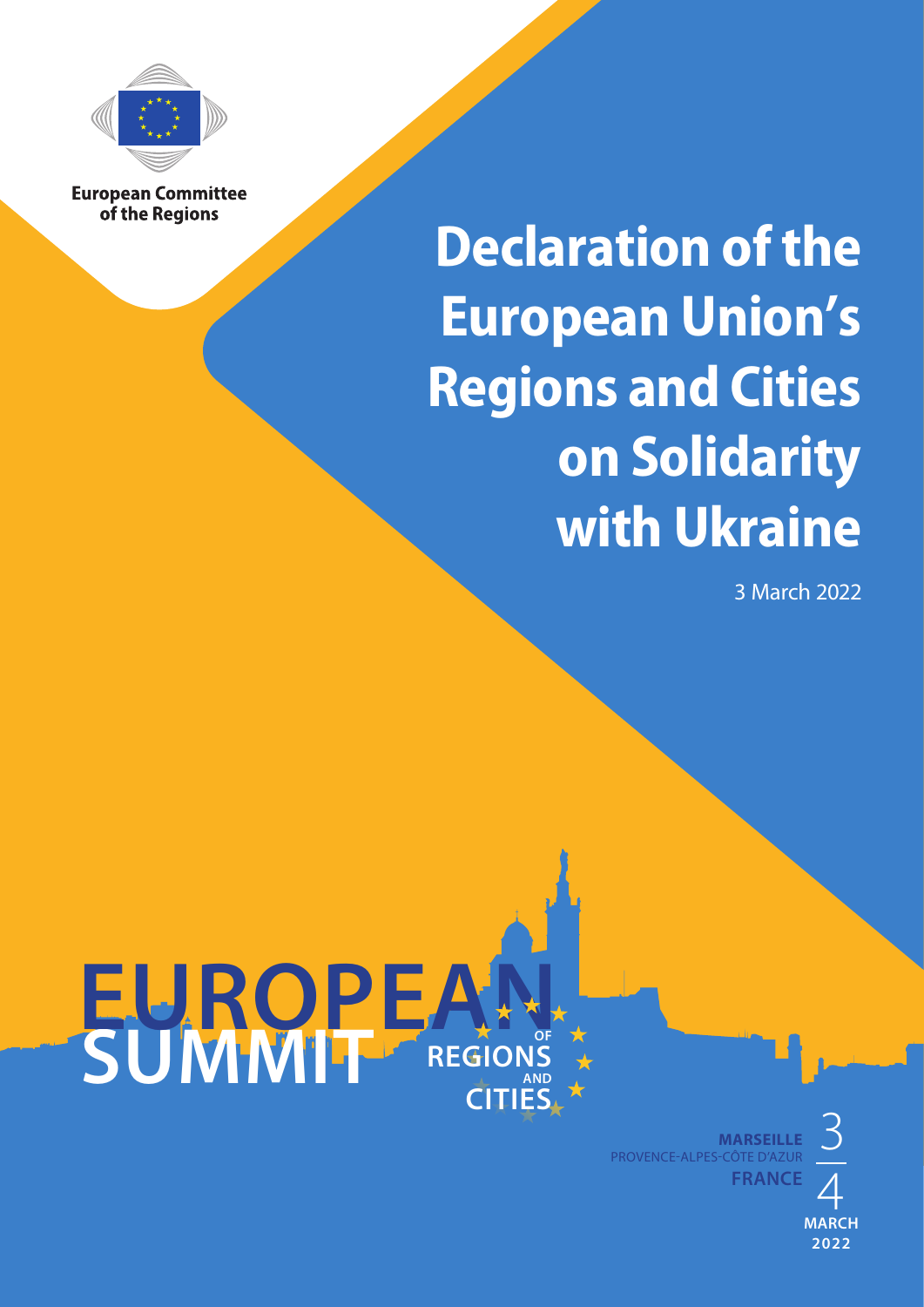European Committee of the Regions

# Declaration of the European Union's Regions and Cities on Solidarity with Ukraine

3 March 2022

EUROPEAN SUMMIT OF REGIONS AND CITIES

MARSEILLE
PROVENCE-ALPES-CÔTE D'AZUR
FRANCE

3–4 MARCH 2022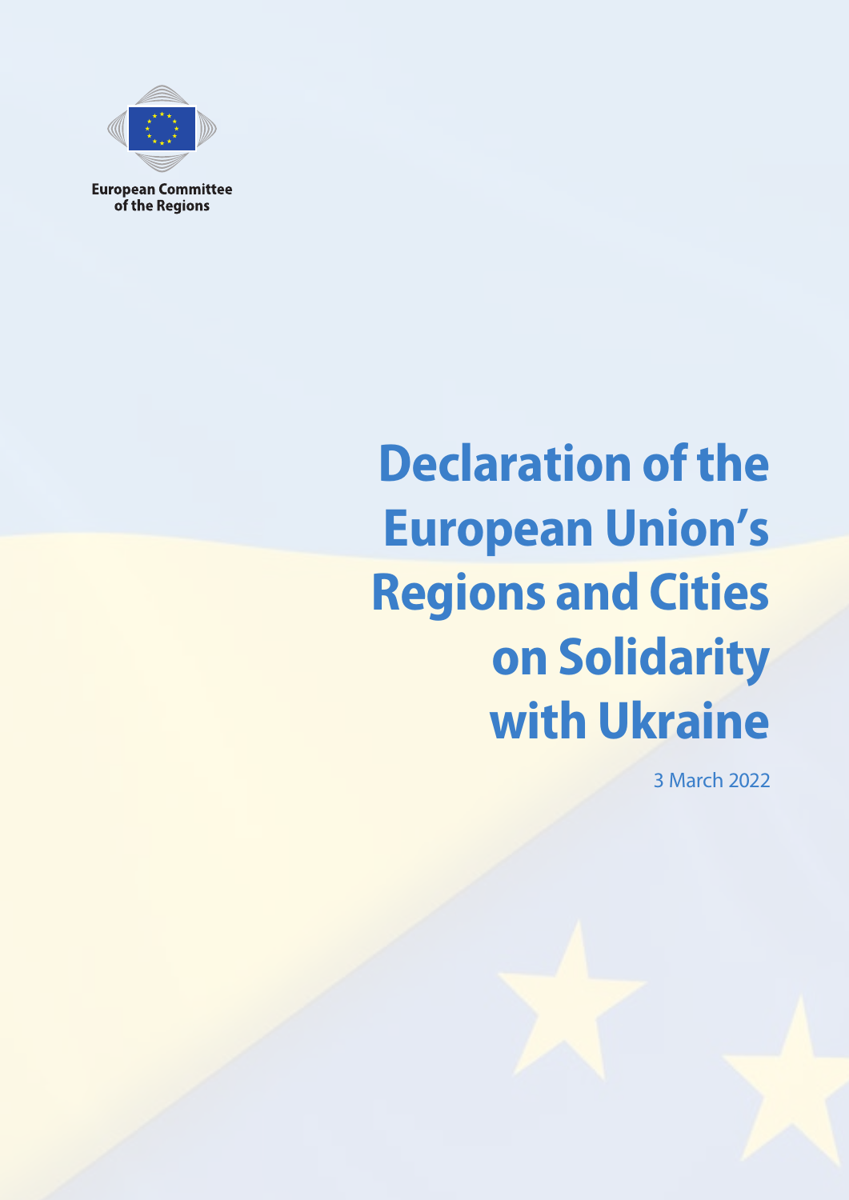European Committee of the Regions

# Declaration of the European Union's Regions and Cities on Solidarity with Ukraine

3 March 2022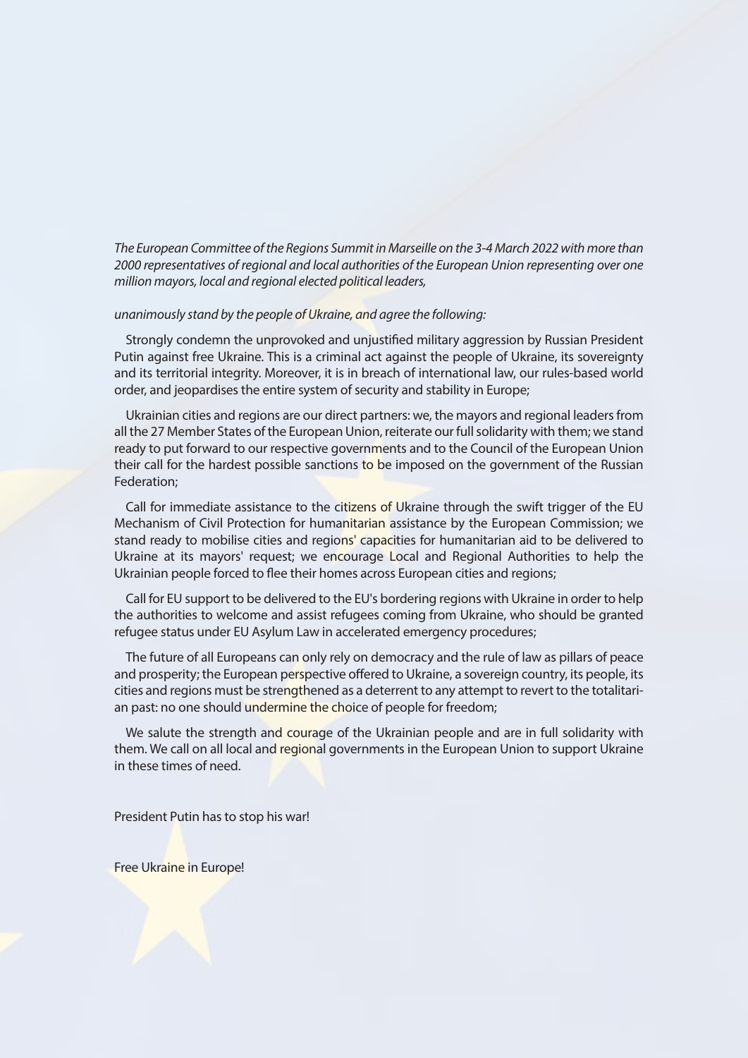*The European Committee of the Regions Summit in Marseille on the 3-4 March 2022 with more than 2000 representatives of regional and local authorities of the European Union representing over one million mayors, local and regional elected political leaders,*

*unanimously stand by the people of Ukraine, and agree the following:*

Strongly condemn the unprovoked and unjustified military aggression by Russian President Putin against free Ukraine. This is a criminal act against the people of Ukraine, its sovereignty and its territorial integrity. Moreover, it is in breach of international law, our rules-based world order, and jeopardises the entire system of security and stability in Europe;

Ukrainian cities and regions are our direct partners: we, the mayors and regional leaders from all the 27 Member States of the European Union, reiterate our full solidarity with them; we stand ready to put forward to our respective governments and to the Council of the European Union their call for the hardest possible sanctions to be imposed on the government of the Russian Federation;

Call for immediate assistance to the citizens of Ukraine through the swift trigger of the EU Mechanism of Civil Protection for humanitarian assistance by the European Commission; we stand ready to mobilise cities and regions' capacities for humanitarian aid to be delivered to Ukraine at its mayors' request; we encourage Local and Regional Authorities to help the Ukrainian people forced to flee their homes across European cities and regions;

Call for EU support to be delivered to the EU's bordering regions with Ukraine in order to help the authorities to welcome and assist refugees coming from Ukraine, who should be granted refugee status under EU Asylum Law in accelerated emergency procedures;

The future of all Europeans can only rely on democracy and the rule of law as pillars of peace and prosperity; the European perspective offered to Ukraine, a sovereign country, its people, its cities and regions must be strengthened as a deterrent to any attempt to revert to the totalitarian past: no one should undermine the choice of people for freedom;

We salute the strength and courage of the Ukrainian people and are in full solidarity with them. We call on all local and regional governments in the European Union to support Ukraine in these times of need.

President Putin has to stop his war!

Free Ukraine in Europe!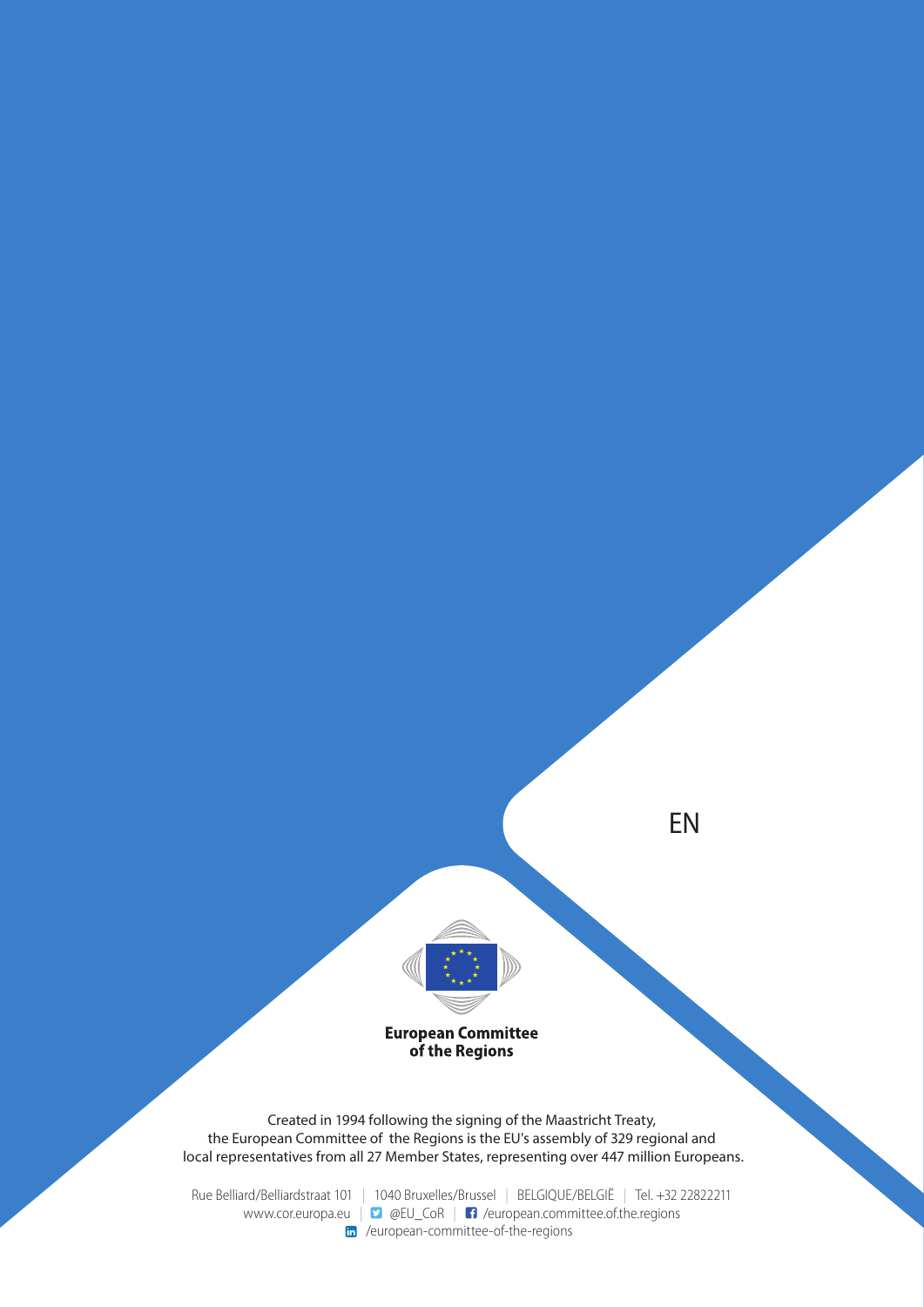EN

**European Committee of the Regions**

Created in 1994 following the signing of the Maastricht Treaty, the European Committee of the Regions is the EU's assembly of 329 regional and local representatives from all 27 Member States, representing over 447 million Europeans.

Rue Belliard/Belliardstraat 101 | 1040 Bruxelles/Brussel | BELGIQUE/BELGIË | Tel. +32 22822211
www.cor.europa.eu | @EU_CoR | /european.committee.of.the.regions
/european-committee-of-the-regions